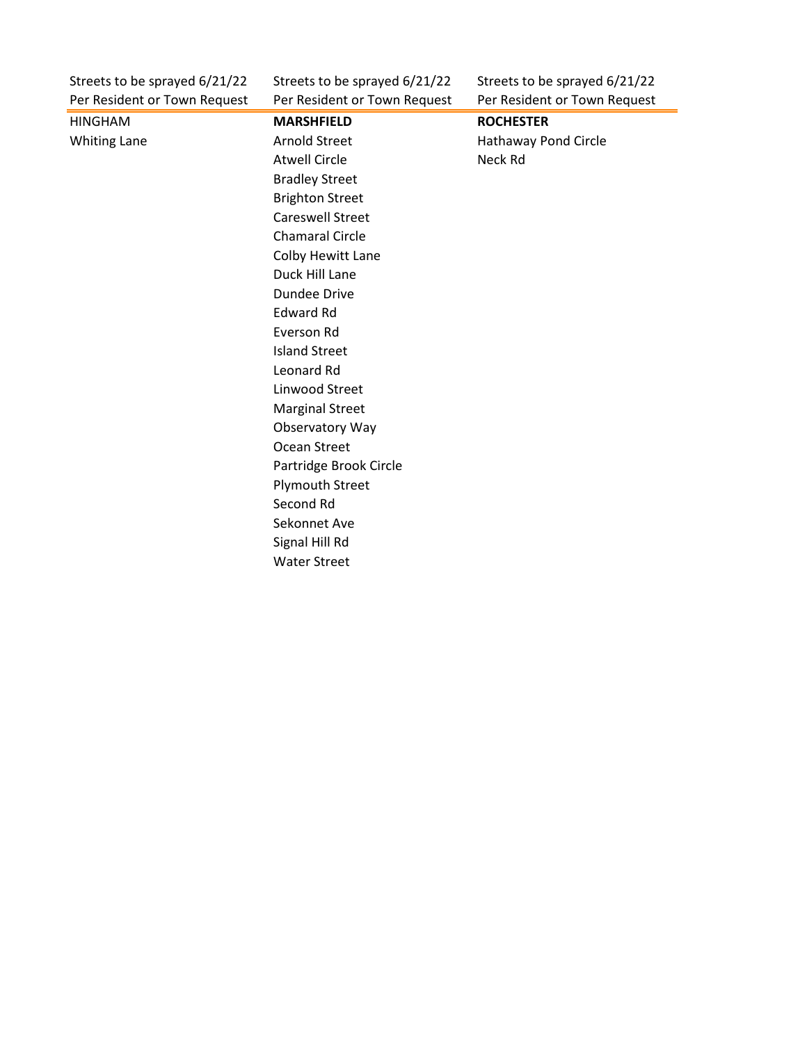| Streets to be sprayed 6/21/22 Per Resident or Town Request | Streets to be sprayed 6/21/22 Per Resident or Town Request | Streets to be sprayed 6/21/22 Per Resident or Town Request |
|---|---|---|
| HINGHAM | **MARSHFIELD** | **ROCHESTER** |
| Whiting Lane | Arnold Street | Hathaway Pond Circle |
| | Atwell Circle | Neck Rd |
| | Bradley Street | |
| | Brighton Street | |
| | Careswell Street | |
| | Chamaral Circle | |
| | Colby Hewitt Lane | |
| | Duck Hill Lane | |
| | Dundee Drive | |
| | Edward Rd | |
| | Everson Rd | |
| | Island Street | |
| | Leonard Rd | |
| | Linwood Street | |
| | Marginal Street | |
| | Observatory Way | |
| | Ocean Street | |
| | Partridge Brook Circle | |
| | Plymouth Street | |
| | Second Rd | |
| | Sekonnet Ave | |
| | Signal Hill Rd | |
| | Water Street | |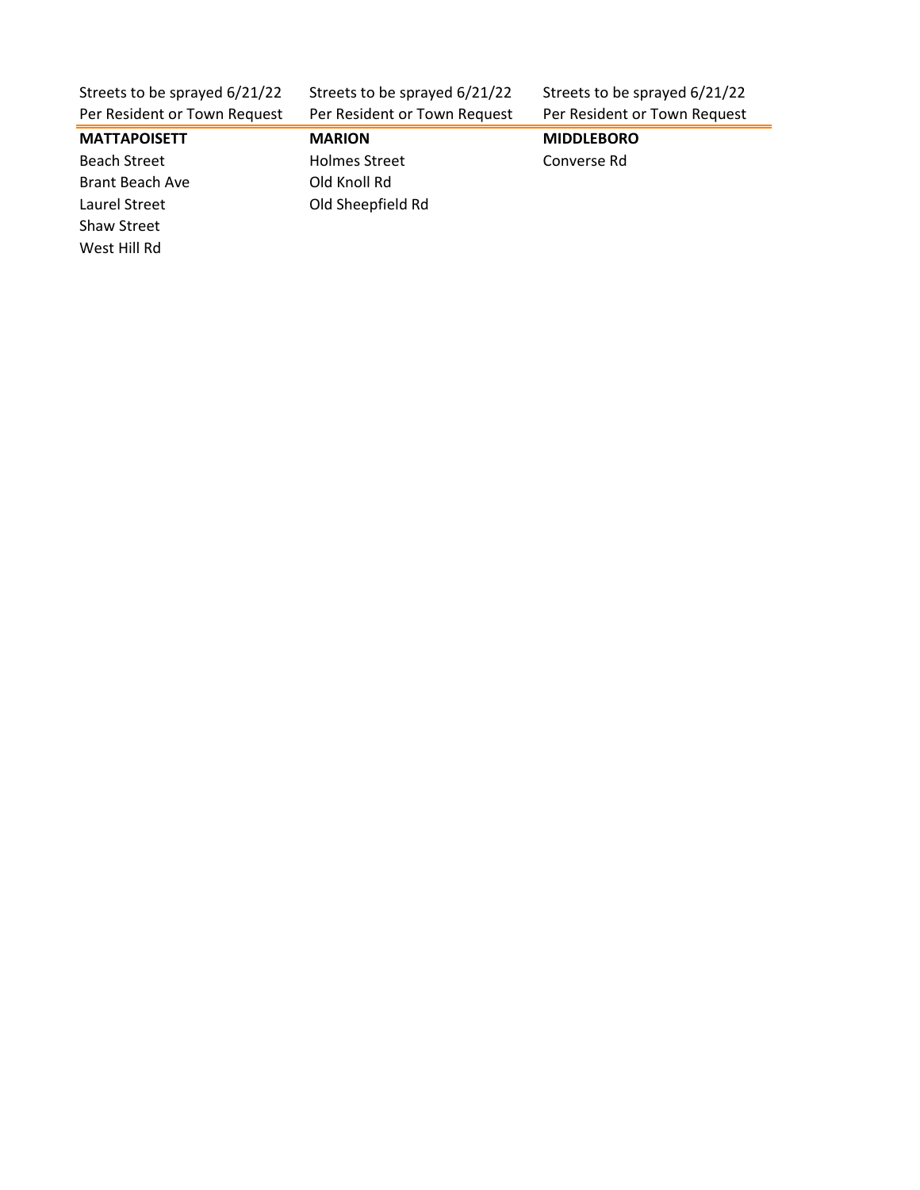| Streets to be sprayed 6/21/22 Per Resident or Town Request | Streets to be sprayed 6/21/22 Per Resident or Town Request | Streets to be sprayed 6/21/22 Per Resident or Town Request |
|---|---|---|
| **MATTAPOISETT** | **MARION** | **MIDDLEBORO** |
| Beach Street | Holmes Street | Converse Rd |
| Brant Beach Ave | Old Knoll Rd | |
| Laurel Street | Old Sheepfield Rd | |
| Shaw Street | | |
| West Hill Rd | | |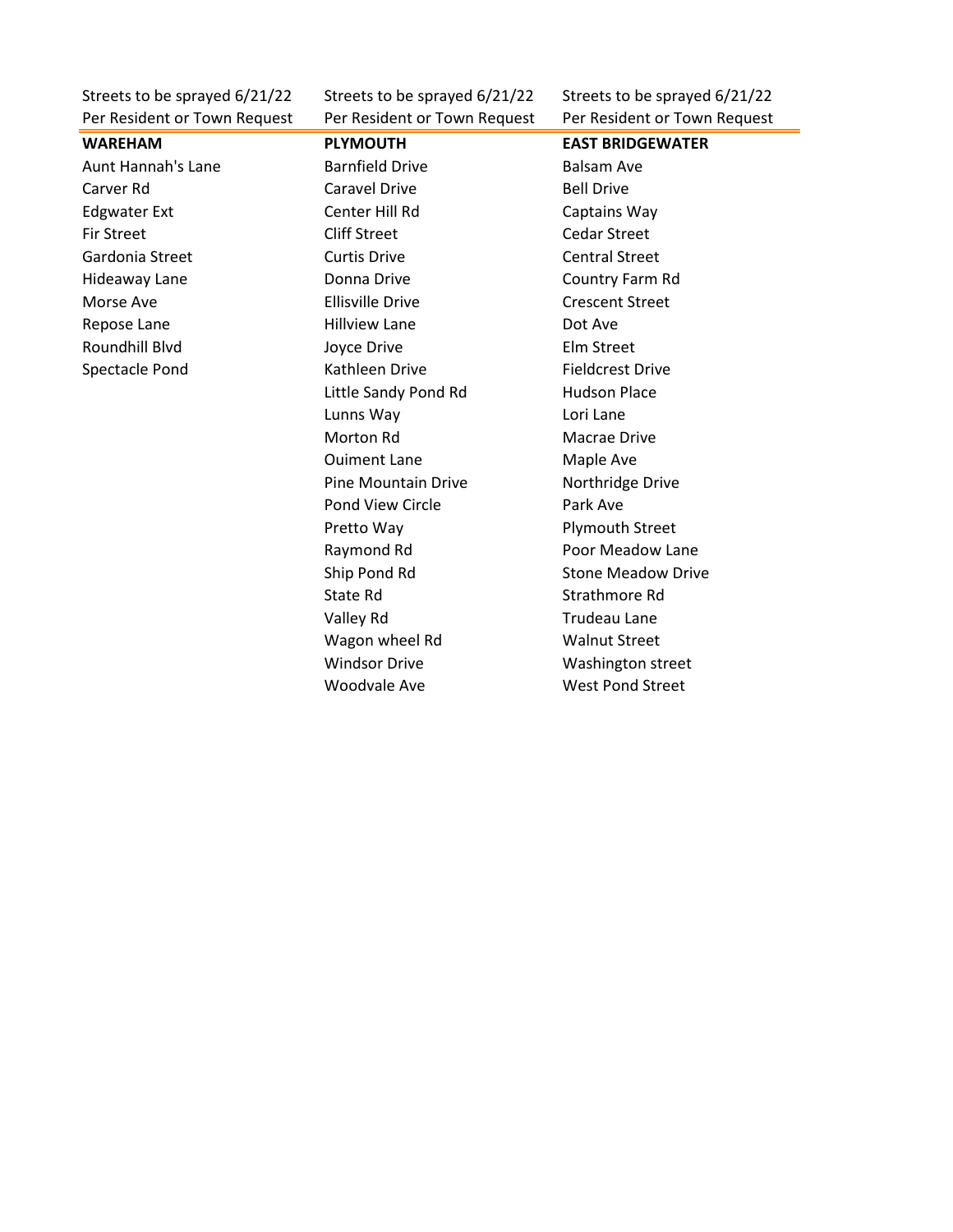| Streets to be sprayed 6/21/22 Per Resident or Town Request | Streets to be sprayed 6/21/22 Per Resident or Town Request | Streets to be sprayed 6/21/22 Per Resident or Town Request |
|---|---|---|
| **WAREHAM** | **PLYMOUTH** | **EAST BRIDGEWATER** |
| Aunt Hannah's Lane | Barnfield Drive | Balsam Ave |
| Carver Rd | Caravel Drive | Bell Drive |
| Edgwater Ext | Center Hill Rd | Captains Way |
| Fir Street | Cliff Street | Cedar Street |
| Gardonia Street | Curtis Drive | Central Street |
| Hideaway Lane | Donna Drive | Country Farm Rd |
| Morse Ave | Ellisville Drive | Crescent Street |
| Repose Lane | Hillview Lane | Dot Ave |
| Roundhill Blvd | Joyce Drive | Elm Street |
| Spectacle Pond | Kathleen Drive | Fieldcrest Drive |
| | Little Sandy Pond Rd | Hudson Place |
| | Lunns Way | Lori Lane |
| | Morton Rd | Macrae Drive |
| | Ouiment Lane | Maple Ave |
| | Pine Mountain Drive | Northridge Drive |
| | Pond View Circle | Park Ave |
| | Pretto Way | Plymouth Street |
| | Raymond Rd | Poor Meadow Lane |
| | Ship Pond Rd | Stone Meadow Drive |
| | State Rd | Strathmore Rd |
| | Valley Rd | Trudeau Lane |
| | Wagon wheel Rd | Walnut Street |
| | Windsor Drive | Washington street |
| | Woodvale Ave | West Pond Street |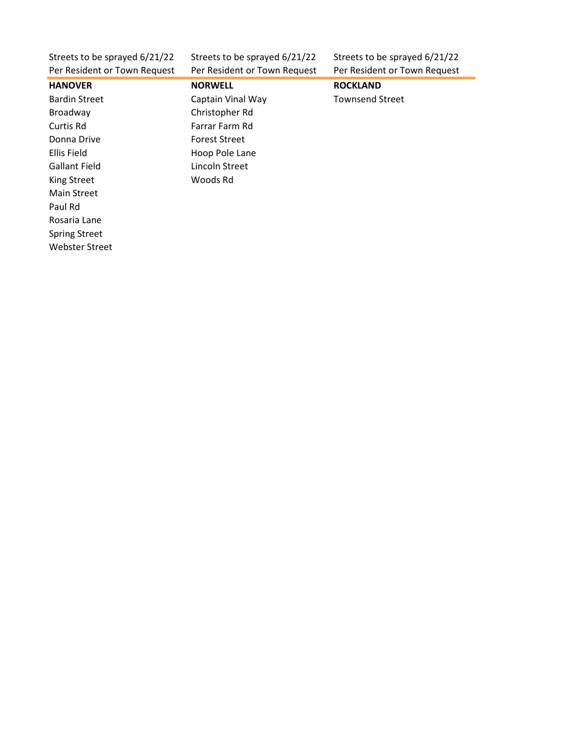| Streets to be sprayed 6/21/22 Per Resident or Town Request | Streets to be sprayed 6/21/22 Per Resident or Town Request | Streets to be sprayed 6/21/22 Per Resident or Town Request |
|---|---|---|
| **HANOVER** | **NORWELL** | **ROCKLAND** |
| Bardin Street | Captain Vinal Way | Townsend Street |
| Broadway | Christopher Rd | |
| Curtis Rd | Farrar Farm Rd | |
| Donna Drive | Forest Street | |
| Ellis Field | Hoop Pole Lane | |
| Gallant Field | Lincoln Street | |
| King Street | Woods Rd | |
| Main Street | | |
| Paul Rd | | |
| Rosaria Lane | | |
| Spring Street | | |
| Webster Street | | |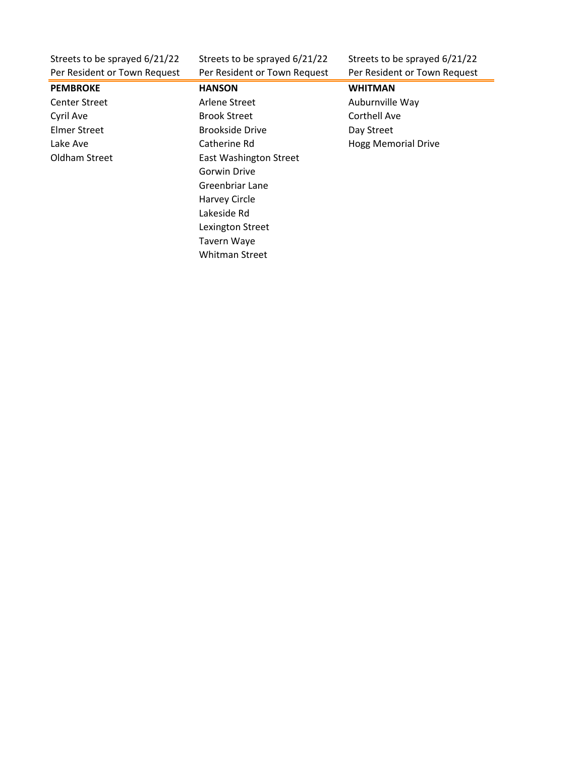| Streets to be sprayed 6/21/22 Per Resident or Town Request | Streets to be sprayed 6/21/22 Per Resident or Town Request | Streets to be sprayed 6/21/22 Per Resident or Town Request |
|---|---|---|
| **PEMBROKE** | **HANSON** | **WHITMAN** |
| Center Street | Arlene Street | Auburnville Way |
| Cyril Ave | Brook Street | Corthell Ave |
| Elmer Street | Brookside Drive | Day Street |
| Lake Ave | Catherine Rd | Hogg Memorial Drive |
| Oldham Street | East Washington Street | |
| | Gorwin Drive | |
| | Greenbriar Lane | |
| | Harvey Circle | |
| | Lakeside Rd | |
| | Lexington Street | |
| | Tavern Waye | |
| | Whitman Street | |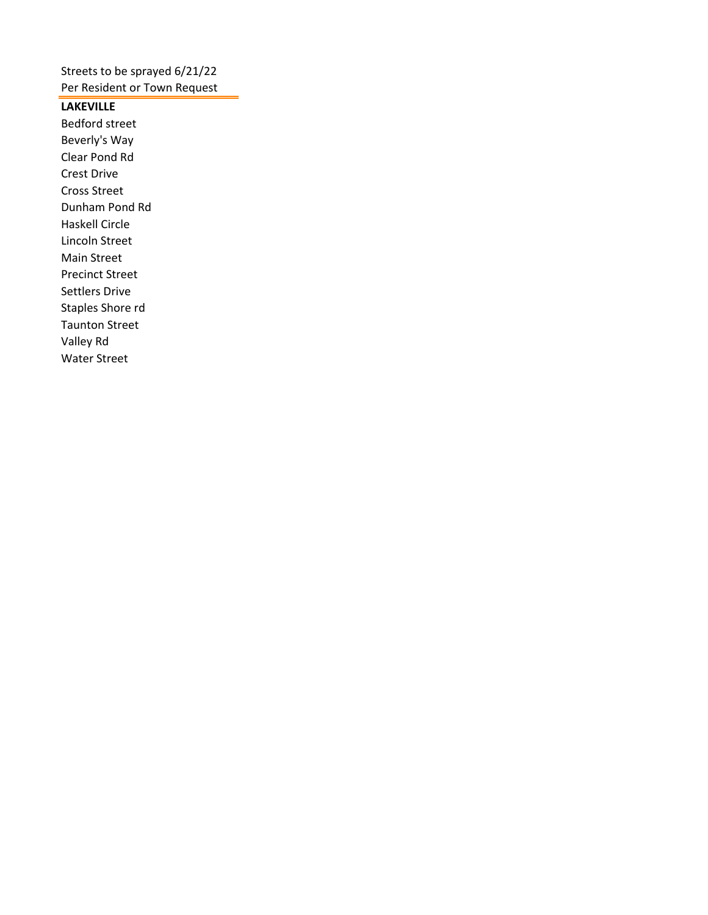Streets to be sprayed 6/21/22
Per Resident or Town Request

**LAKEVILLE**

Bedford street
Beverly's Way
Clear Pond Rd
Crest Drive
Cross Street
Dunham Pond Rd
Haskell Circle
Lincoln Street
Main Street
Precinct Street
Settlers Drive
Staples Shore rd
Taunton Street
Valley Rd
Water Street